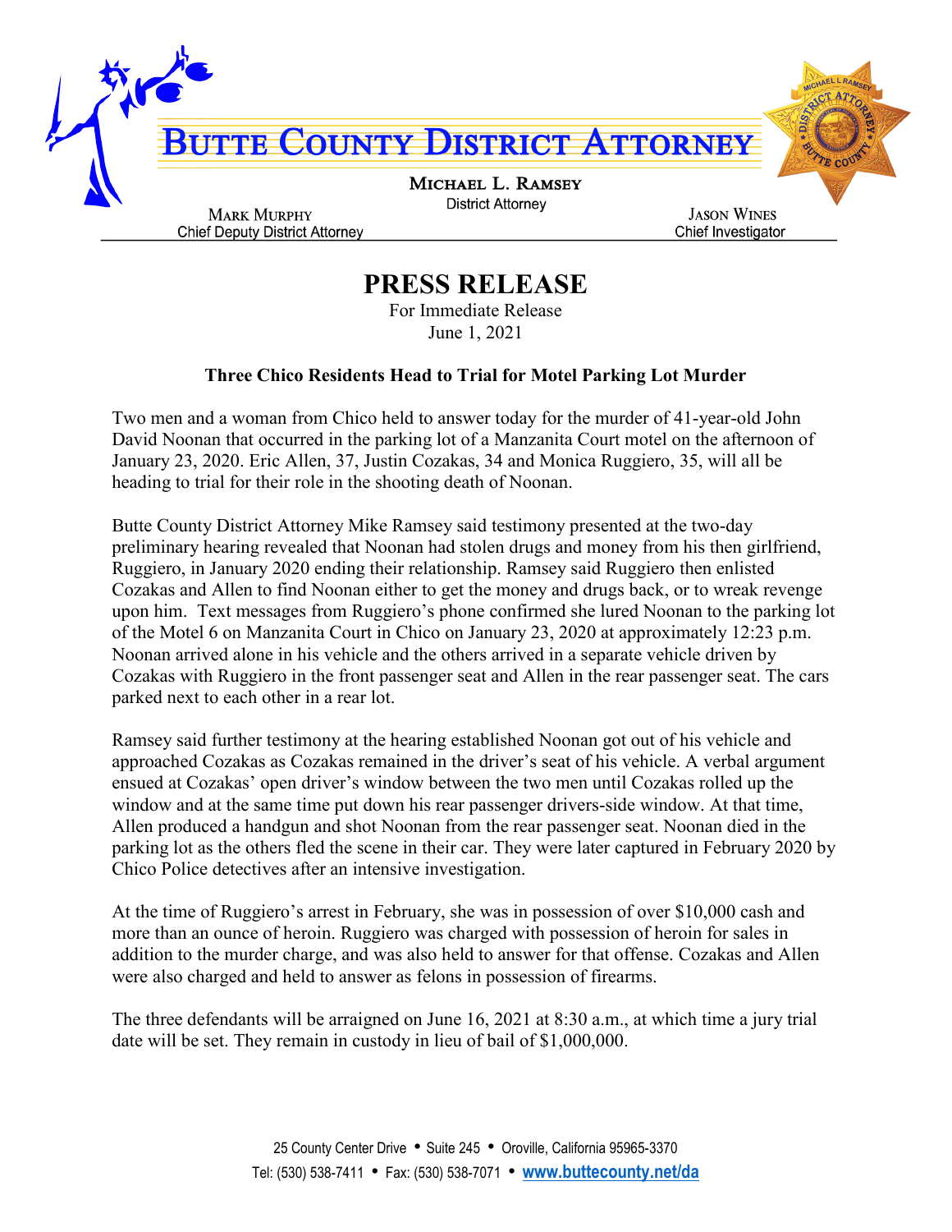# BUTTE COUNTY DISTRICT ATTORNEY

**MICHAEL L. RAMSEY**
District Attorney

**MARK MURPHY**
Chief Deputy District Attorney

**JASON WINES**
Chief Investigator

# PRESS RELEASE

For Immediate Release
June 1, 2021

### Three Chico Residents Head to Trial for Motel Parking Lot Murder

Two men and a woman from Chico held to answer today for the murder of 41-year-old John David Noonan that occurred in the parking lot of a Manzanita Court motel on the afternoon of January 23, 2020. Eric Allen, 37, Justin Cozakas, 34 and Monica Ruggiero, 35, will all be heading to trial for their role in the shooting death of Noonan.

Butte County District Attorney Mike Ramsey said testimony presented at the two-day preliminary hearing revealed that Noonan had stolen drugs and money from his then girlfriend, Ruggiero, in January 2020 ending their relationship. Ramsey said Ruggiero then enlisted Cozakas and Allen to find Noonan either to get the money and drugs back, or to wreak revenge upon him. Text messages from Ruggiero's phone confirmed she lured Noonan to the parking lot of the Motel 6 on Manzanita Court in Chico on January 23, 2020 at approximately 12:23 p.m. Noonan arrived alone in his vehicle and the others arrived in a separate vehicle driven by Cozakas with Ruggiero in the front passenger seat and Allen in the rear passenger seat. The cars parked next to each other in a rear lot.

Ramsey said further testimony at the hearing established Noonan got out of his vehicle and approached Cozakas as Cozakas remained in the driver's seat of his vehicle. A verbal argument ensued at Cozakas' open driver's window between the two men until Cozakas rolled up the window and at the same time put down his rear passenger drivers-side window. At that time, Allen produced a handgun and shot Noonan from the rear passenger seat. Noonan died in the parking lot as the others fled the scene in their car. They were later captured in February 2020 by Chico Police detectives after an intensive investigation.

At the time of Ruggiero's arrest in February, she was in possession of over $10,000 cash and more than an ounce of heroin. Ruggiero was charged with possession of heroin for sales in addition to the murder charge, and was also held to answer for that offense. Cozakas and Allen were also charged and held to answer as felons in possession of firearms.

The three defendants will be arraigned on June 16, 2021 at 8:30 a.m., at which time a jury trial date will be set. They remain in custody in lieu of bail of $1,000,000.

25 County Center Drive • Suite 245 • Oroville, California 95965-3370
Tel: (530) 538-7411 • Fax: (530) 538-7071 • www.buttecounty.net/da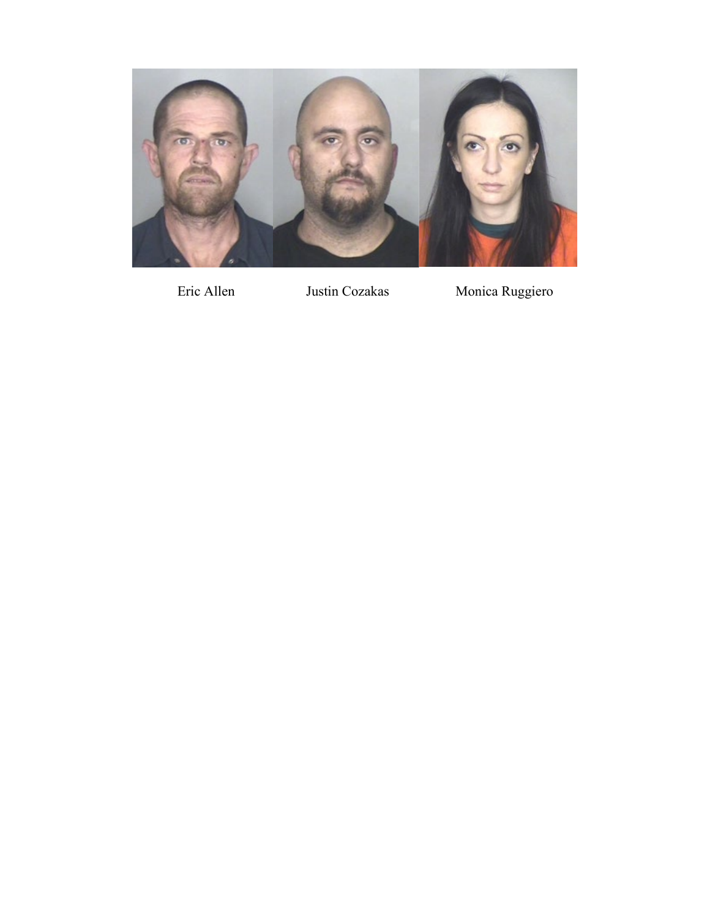Eric Allen Justin Cozakas Monica Ruggiero